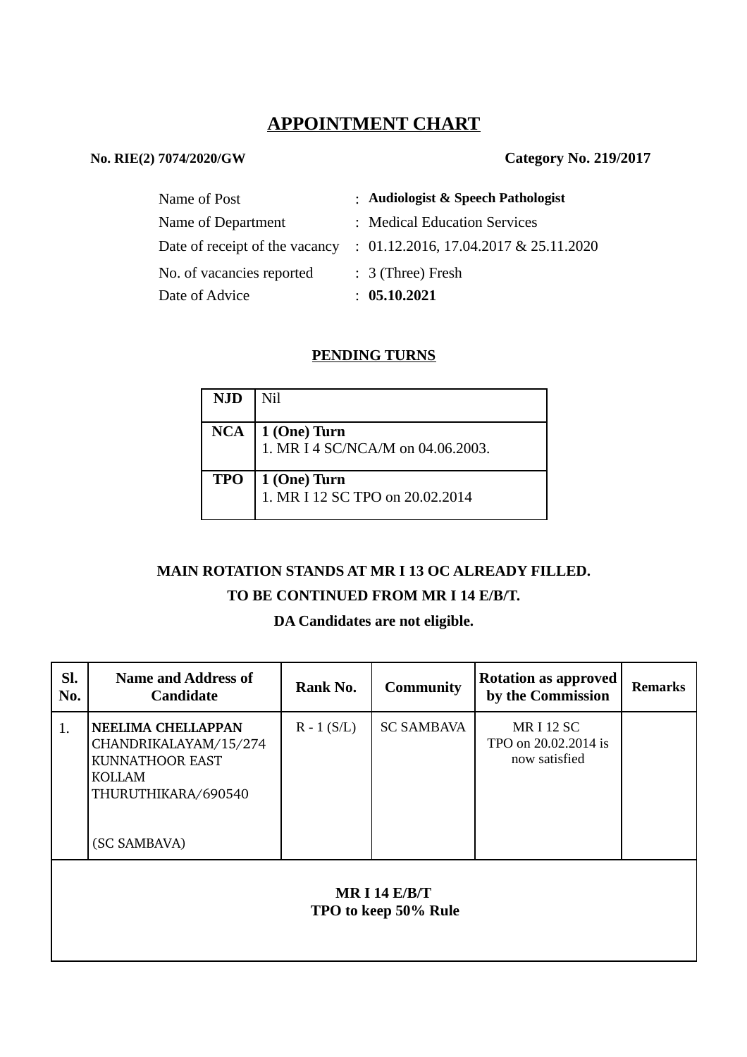# APPOINTMENT CHART

**No. RIE(2) 7074/2020/GW** **Category No. 219/2017**

| | | |
|---|---|---|
| Name of Post | : | **Audiologist & Speech Pathologist** |
| Name of Department | : | Medical Education Services |
| Date of receipt of the vacancy | : | 01.12.2016, 17.04.2017 & 25.11.2020 |
| No. of vacancies reported | : | 3 (Three) Fresh |
| Date of Advice | : | **05.10.2021** |

## PENDING TURNS

| | |
|---|---|
| **NJD** | Nil |
| **NCA** | **1 (One) Turn**<br>1. MR I 4 SC/NCA/M on 04.06.2003. |
| **TPO** | **1 (One) Turn**<br>1. MR I 12 SC TPO on 20.02.2014 |

**MAIN ROTATION STANDS AT MR I 13 OC ALREADY FILLED.**

**TO BE CONTINUED FROM MR I 14 E/B/T.**

**DA Candidates are not eligible.**

| Sl. No. | Name and Address of Candidate | Rank No. | Community | Rotation as approved by the Commission | Remarks |
|---|---|---|---|---|---|
| 1. | **NEELIMA CHELLAPPAN**<br>CHANDRIKALAYAM/15/274<br>KUNNATHOOR EAST<br>KOLLAM<br>THURUTHIKARA/690540<br><br>(SC SAMBAVA) | R - 1 (S/L) | SC SAMBAVA | MR I 12 SC<br>TPO on 20.02.2014 is now satisfied | |
| **MR I 14 E/B/T**<br>**TPO to keep 50% Rule** | | | | | |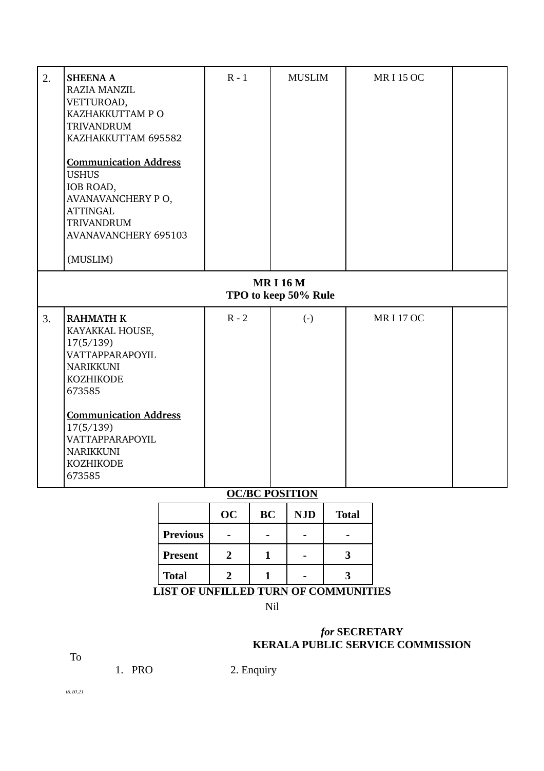| | | | | | |
|---|---|---|---|---|---|
| 2. | **SHEENA A**<br>RAZIA MANZIL<br>VETTUROAD,<br>KAZHAKKUTTAM P O<br>TRIVANDRUM<br>KAZHAKKUTTAM 695582<br><br>**Communication Address**<br>USHUS<br>IOB ROAD,<br>AVANAVANCHERY P O,<br>ATTINGAL<br>TRIVANDRUM<br>AVANAVANCHERY 695103<br><br>(MUSLIM) | R - 1 | MUSLIM | MR I 15 OC | |
| **MR I 16 M**<br>**TPO to keep 50% Rule** | | | | | |
| 3. | **RAHMATH K**<br>KAYAKKAL HOUSE,<br>17(5/139)<br>VATTAPPARAPOYIL<br>NARIKKUNI<br>KOZHIKODE<br>673585<br><br>**Communication Address**<br>17(5/139)<br>VATTAPPARAPOYIL<br>NARIKKUNI<br>KOZHIKODE<br>673585 | R - 2 | (-) | MR I 17 OC | |

**OC/BC POSITION**

| | OC | BC | NJD | Total |
|---|---|---|---|---|
| **Previous** | - | - | - | - |
| **Present** | 2 | 1 | - | 3 |
| **Total** | 2 | 1 | - | 3 |

**LIST OF UNFILLED TURN OF COMMUNITIES**

Nil

*for* **SECRETARY**
**KERALA PUBLIC SERVICE COMMISSION**

To

1. PRO 2. Enquiry

*tS.10.21*